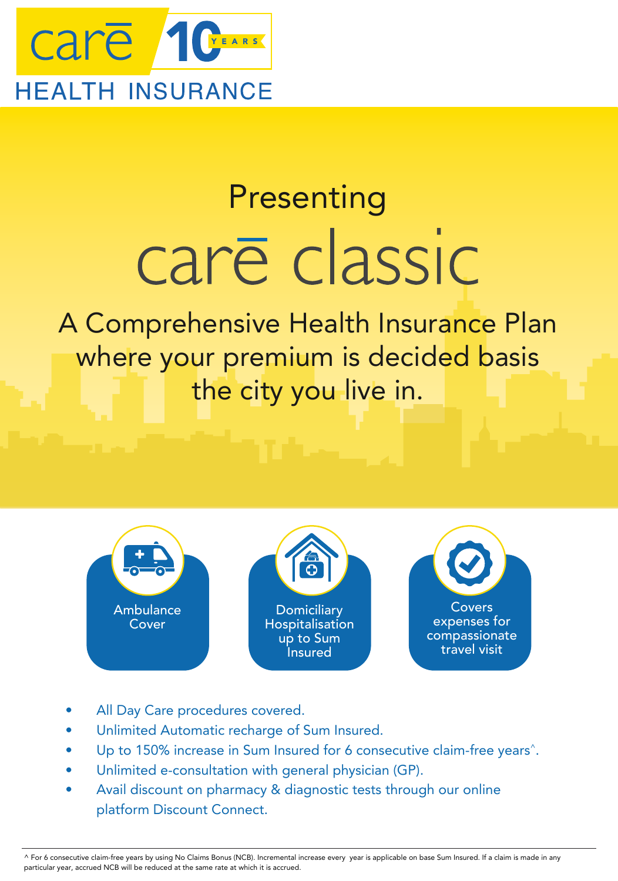care 10 YEARS

HEALTH INSURANCE

Presenting

# care classic

## A Comprehensive Health Insurance Plan where your premium is decided basis the city you live in.

- Ambulance Cover
- Domiciliary Hospitalisation up to Sum Insured
- Covers expenses for compassionate travel visit

- All Day Care procedures covered.
- Unlimited Automatic recharge of Sum Insured.
- Up to 150% increase in Sum Insured for 6 consecutive claim-free years^.
- Unlimited e-consultation with general physician (GP).
- Avail discount on pharmacy & diagnostic tests through our online platform Discount Connect.

^ For 6 consecutive claim-free years by using No Claims Bonus (NCB). Incremental increase every year is applicable on base Sum Insured. If a claim is made in any particular year, accrued NCB will be reduced at the same rate at which it is accrued.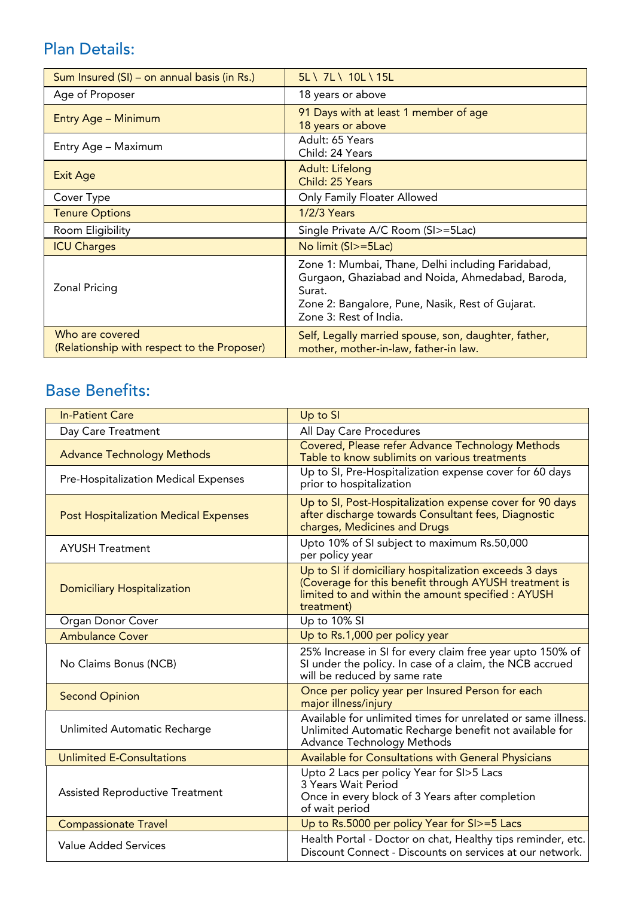## Plan Details:

| Sum Insured (SI) – on annual basis (in Rs.) | 5L \ 7L \ 10L \ 15L |
|---|---|
| Age of Proposer | 18 years or above |
| Entry Age – Minimum | 91 Days with at least 1 member of age 18 years or above |
| Entry Age – Maximum | Adult: 65 Years<br>Child: 24 Years |
| Exit Age | Adult: Lifelong<br>Child: 25 Years |
| Cover Type | Only Family Floater Allowed |
| Tenure Options | 1/2/3 Years |
| Room Eligibility | Single Private A/C Room (SI>=5Lac) |
| ICU Charges | No limit (SI>=5Lac) |
| Zonal Pricing | Zone 1: Mumbai, Thane, Delhi including Faridabad, Gurgaon, Ghaziabad and Noida, Ahmedabad, Baroda, Surat.<br>Zone 2: Bangalore, Pune, Nasik, Rest of Gujarat.<br>Zone 3: Rest of India. |
| Who are covered (Relationship with respect to the Proposer) | Self, Legally married spouse, son, daughter, father, mother, mother-in-law, father-in law. |

## Base Benefits:

| In-Patient Care | Up to SI |
|---|---|
| Day Care Treatment | All Day Care Procedures |
| Advance Technology Methods | Covered, Please refer Advance Technology Methods Table to know sublimits on various treatments |
| Pre-Hospitalization Medical Expenses | Up to SI, Pre-Hospitalization expense cover for 60 days prior to hospitalization |
| Post Hospitalization Medical Expenses | Up to SI, Post-Hospitalization expense cover for 90 days after discharge towards Consultant fees, Diagnostic charges, Medicines and Drugs |
| AYUSH Treatment | Upto 10% of SI subject to maximum Rs.50,000 per policy year |
| Domiciliary Hospitalization | Up to SI if domiciliary hospitalization exceeds 3 days (Coverage for this benefit through AYUSH treatment is limited to and within the amount specified : AYUSH treatment) |
| Organ Donor Cover | Up to 10% SI |
| Ambulance Cover | Up to Rs.1,000 per policy year |
| No Claims Bonus (NCB) | 25% Increase in SI for every claim free year upto 150% of SI under the policy. In case of a claim, the NCB accrued will be reduced by same rate |
| Second Opinion | Once per policy year per Insured Person for each major illness/injury |
| Unlimited Automatic Recharge | Available for unlimited times for unrelated or same illness. Unlimited Automatic Recharge benefit not available for Advance Technology Methods |
| Unlimited E-Consultations | Available for Consultations with General Physicians |
| Assisted Reproductive Treatment | Upto 2 Lacs per policy Year for SI>5 Lacs<br>3 Years Wait Period<br>Once in every block of 3 Years after completion of wait period |
| Compassionate Travel | Up to Rs.5000 per policy Year for SI>=5 Lacs |
| Value Added Services | Health Portal - Doctor on chat, Healthy tips reminder, etc.<br>Discount Connect - Discounts on services at our network. |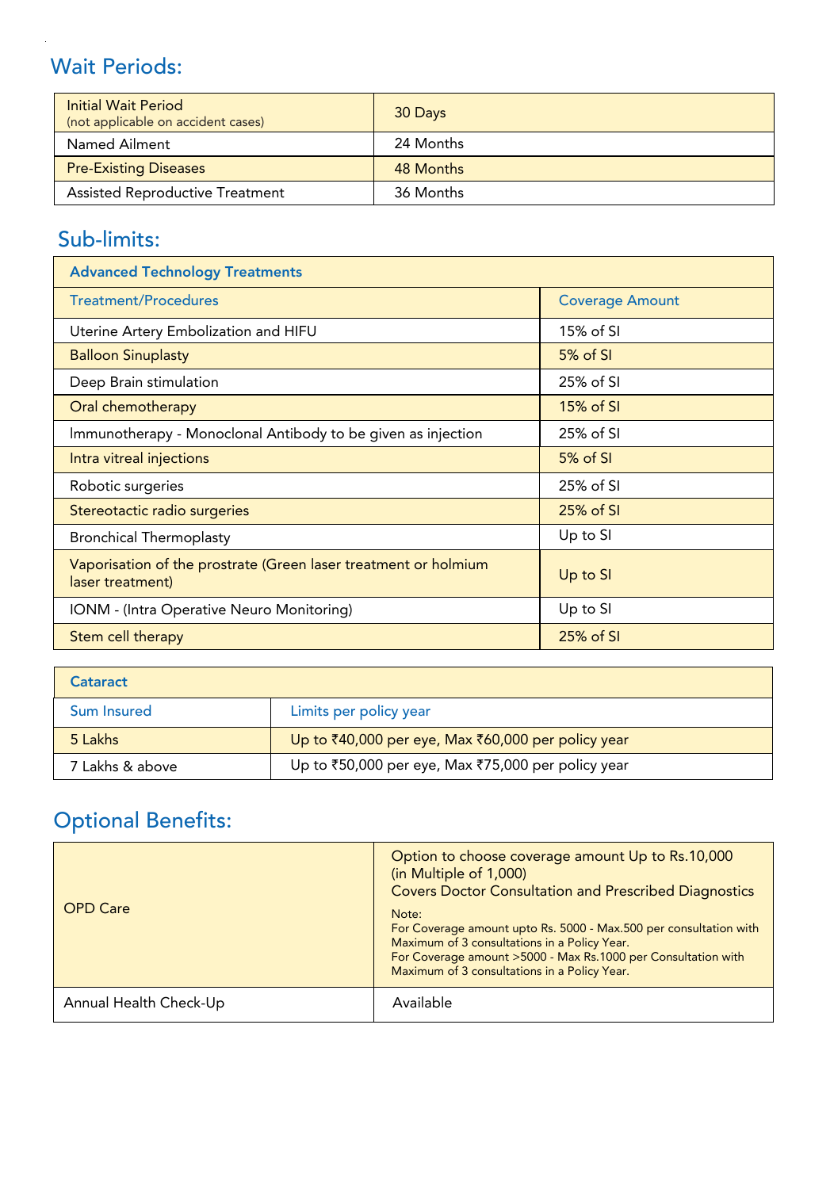## Wait Periods:

| Initial Wait Period<br>(not applicable on accident cases) | 30 Days |
|---|---|
| Named Ailment | 24 Months |
| Pre-Existing Diseases | 48 Months |
| Assisted Reproductive Treatment | 36 Months |

## Sub-limits:

| Advanced Technology Treatments | |
|---|---|
| Treatment/Procedures | Coverage Amount |
| Uterine Artery Embolization and HIFU | 15% of SI |
| Balloon Sinuplasty | 5% of SI |
| Deep Brain stimulation | 25% of SI |
| Oral chemotherapy | 15% of SI |
| Immunotherapy - Monoclonal Antibody to be given as injection | 25% of SI |
| Intra vitreal injections | 5% of SI |
| Robotic surgeries | 25% of SI |
| Stereotactic radio surgeries | 25% of SI |
| Bronchical Thermoplasty | Up to SI |
| Vaporisation of the prostrate (Green laser treatment or holmium laser treatment) | Up to SI |
| IONM - (Intra Operative Neuro Monitoring) | Up to SI |
| Stem cell therapy | 25% of SI |

| Cataract | |
|---|---|
| Sum Insured | Limits per policy year |
| 5 Lakhs | Up to ₹40,000 per eye, Max ₹60,000 per policy year |
| 7 Lakhs & above | Up to ₹50,000 per eye, Max ₹75,000 per policy year |

## Optional Benefits:

| OPD Care | Option to choose coverage amount Up to Rs.10,000 (in Multiple of 1,000)<br>Covers Doctor Consultation and Prescribed Diagnostics<br>Note:<br>For Coverage amount upto Rs. 5000 - Max.500 per consultation with Maximum of 3 consultations in a Policy Year.<br>For Coverage amount >5000 - Max Rs.1000 per Consultation with Maximum of 3 consultations in a Policy Year. |
|---|---|
| Annual Health Check-Up | Available |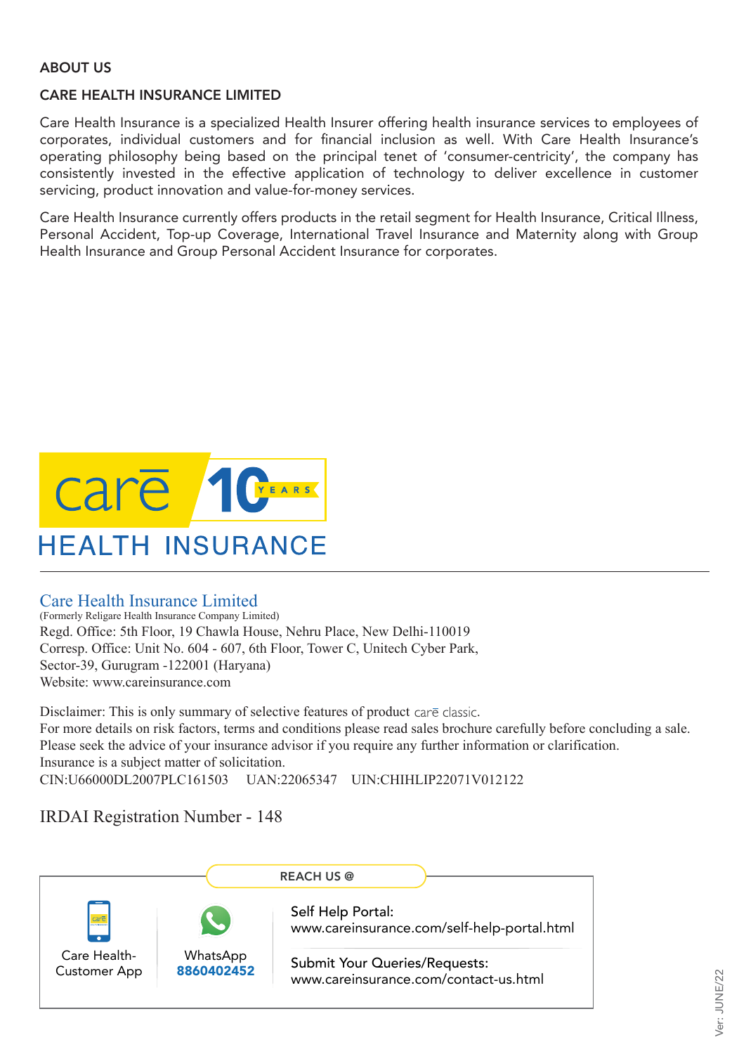## ABOUT US

### CARE HEALTH INSURANCE LIMITED

Care Health Insurance is a specialized Health Insurer offering health insurance services to employees of corporates, individual customers and for financial inclusion as well. With Care Health Insurance's operating philosophy being based on the principal tenet of 'consumer-centricity', the company has consistently invested in the effective application of technology to deliver excellence in customer servicing, product innovation and value-for-money services.

Care Health Insurance currently offers products in the retail segment for Health Insurance, Critical Illness, Personal Accident, Top-up Coverage, International Travel Insurance and Maternity along with Group Health Insurance and Group Personal Accident Insurance for corporates.

carē 10 YEARS
HEALTH INSURANCE

**Care Health Insurance Limited**
(Formerly Religare Health Insurance Company Limited)
Regd. Office: 5th Floor, 19 Chawla House, Nehru Place, New Delhi-110019
Corresp. Office: Unit No. 604 - 607, 6th Floor, Tower C, Unitech Cyber Park, Sector-39, Gurugram -122001 (Haryana)
Website: www.careinsurance.com

Disclaimer: This is only summary of selective features of product carē classic.
For more details on risk factors, terms and conditions please read sales brochure carefully before concluding a sale.
Please seek the advice of your insurance advisor if you require any further information or clarification.
Insurance is a subject matter of solicitation.
CIN:U66000DL2007PLC161503 UAN:22065347 UIN:CHIHLIP22071V012122

IRDAI Registration Number - 148

**REACH US @**

Care Health-Customer App

WhatsApp **8860402452**

Self Help Portal:
www.careinsurance.com/self-help-portal.html

Submit Your Queries/Requests:
www.careinsurance.com/contact-us.html

Ver: JUNE/22